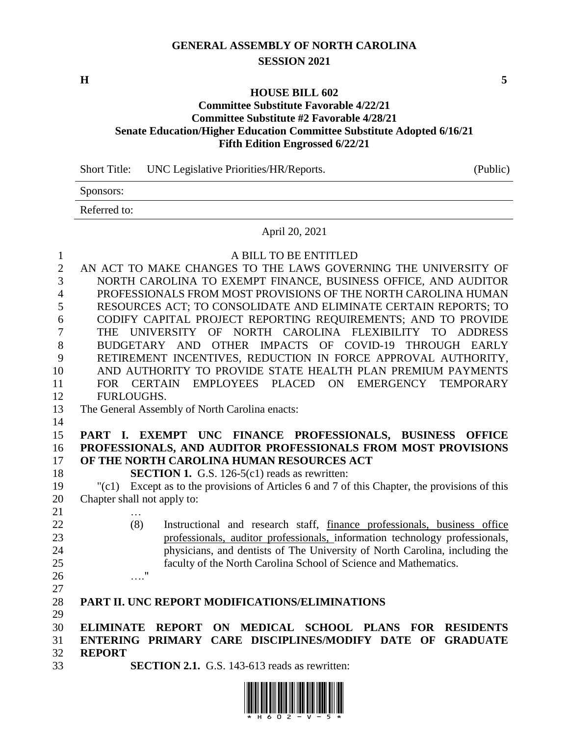# GENERAL ASSEMBLY OF NORTH CAROLINA
## SESSION 2021

**H** **5**

### HOUSE BILL 602
**Committee Substitute Favorable 4/22/21**
**Committee Substitute #2 Favorable 4/28/21**
**Senate Education/Higher Education Committee Substitute Adopted 6/16/21**
**Fifth Edition Engrossed 6/22/21**

| Short Title: | UNC Legislative Priorities/HR/Reports. | (Public) |
|---|---|---|
| Sponsors: | | |
| Referred to: | | |

April 20, 2021

A BILL TO BE ENTITLED

AN ACT TO MAKE CHANGES TO THE LAWS GOVERNING THE UNIVERSITY OF NORTH CAROLINA TO EXEMPT FINANCE, BUSINESS OFFICE, AND AUDITOR PROFESSIONALS FROM MOST PROVISIONS OF THE NORTH CAROLINA HUMAN RESOURCES ACT; TO CONSOLIDATE AND ELIMINATE CERTAIN REPORTS; TO CODIFY CAPITAL PROJECT REPORTING REQUIREMENTS; AND TO PROVIDE THE UNIVERSITY OF NORTH CAROLINA FLEXIBILITY TO ADDRESS BUDGETARY AND OTHER IMPACTS OF COVID-19 THROUGH EARLY RETIREMENT INCENTIVES, REDUCTION IN FORCE APPROVAL AUTHORITY, AND AUTHORITY TO PROVIDE STATE HEALTH PLAN PREMIUM PAYMENTS FOR CERTAIN EMPLOYEES PLACED ON EMERGENCY TEMPORARY FURLOUGHS.

The General Assembly of North Carolina enacts:

**PART I. EXEMPT UNC FINANCE PROFESSIONALS, BUSINESS OFFICE PROFESSIONALS, AND AUDITOR PROFESSIONALS FROM MOST PROVISIONS OF THE NORTH CAROLINA HUMAN RESOURCES ACT**

**SECTION 1.** G.S. 126-5(c1) reads as rewritten:

"(c1) Except as to the provisions of Articles 6 and 7 of this Chapter, the provisions of this Chapter shall not apply to:

…

(8) Instructional and research staff, finance professionals, business office professionals, auditor professionals, information technology professionals, physicians, and dentists of The University of North Carolina, including the faculty of the North Carolina School of Science and Mathematics.

…."

**PART II. UNC REPORT MODIFICATIONS/ELIMINATIONS**

**ELIMINATE REPORT ON MEDICAL SCHOOL PLANS FOR RESIDENTS ENTERING PRIMARY CARE DISCIPLINES/MODIFY DATE OF GRADUATE REPORT**

**SECTION 2.1.** G.S. 143-613 reads as rewritten: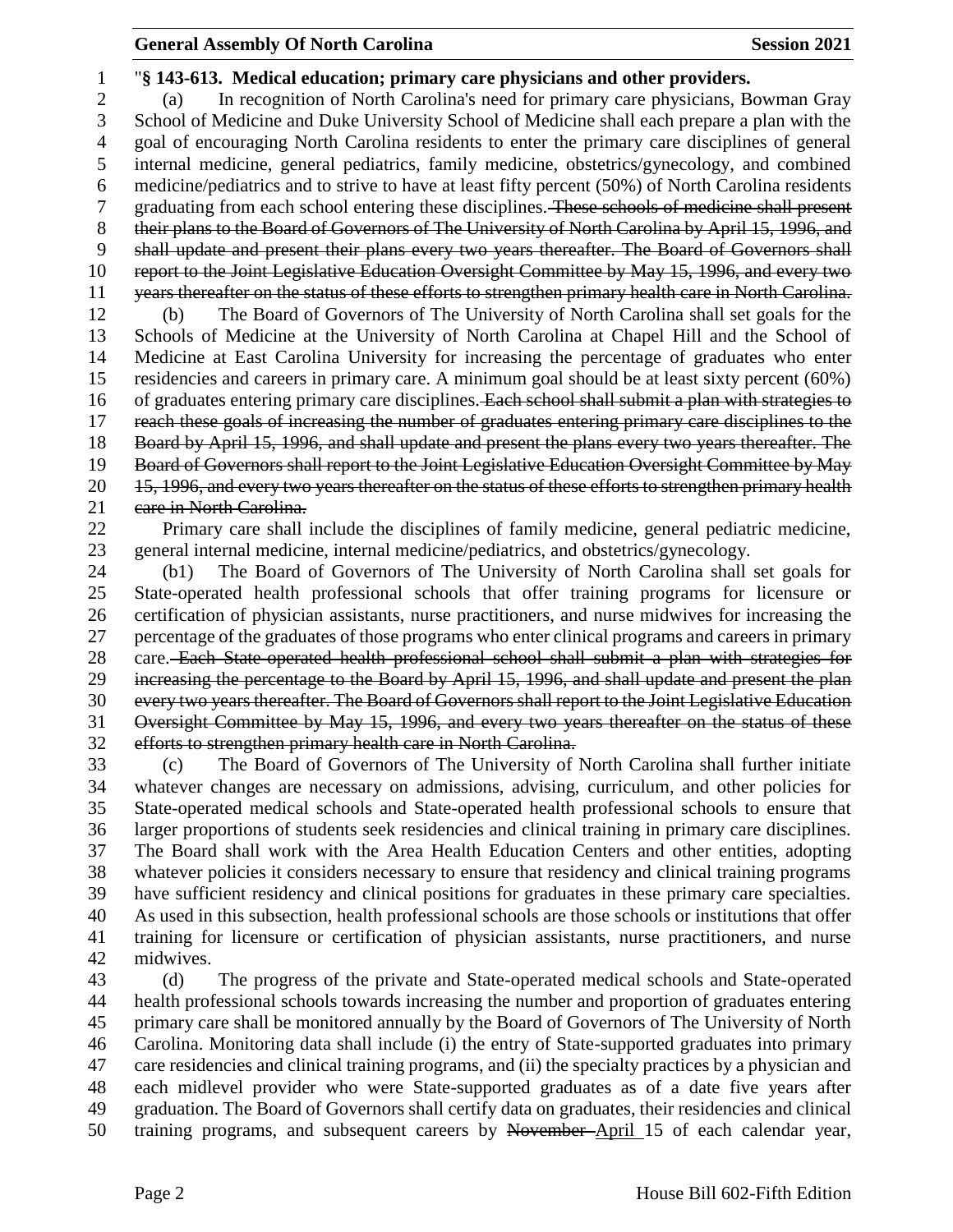"**§ 143-613. Medical education; primary care physicians and other providers.**

(a) In recognition of North Carolina's need for primary care physicians, Bowman Gray School of Medicine and Duke University School of Medicine shall each prepare a plan with the goal of encouraging North Carolina residents to enter the primary care disciplines of general internal medicine, general pediatrics, family medicine, obstetrics/gynecology, and combined medicine/pediatrics and to strive to have at least fifty percent (50%) of North Carolina residents graduating from each school entering these disciplines. ~~These schools of medicine shall present their plans to the Board of Governors of The University of North Carolina by April 15, 1996, and shall update and present their plans every two years thereafter. The Board of Governors shall report to the Joint Legislative Education Oversight Committee by May 15, 1996, and every two years thereafter on the status of these efforts to strengthen primary health care in North Carolina.~~

(b) The Board of Governors of The University of North Carolina shall set goals for the Schools of Medicine at the University of North Carolina at Chapel Hill and the School of Medicine at East Carolina University for increasing the percentage of graduates who enter residencies and careers in primary care. A minimum goal should be at least sixty percent (60%) of graduates entering primary care disciplines. ~~Each school shall submit a plan with strategies to reach these goals of increasing the number of graduates entering primary care disciplines to the Board by April 15, 1996, and shall update and present the plans every two years thereafter. The Board of Governors shall report to the Joint Legislative Education Oversight Committee by May 15, 1996, and every two years thereafter on the status of these efforts to strengthen primary health care in North Carolina.~~

Primary care shall include the disciplines of family medicine, general pediatric medicine, general internal medicine, internal medicine/pediatrics, and obstetrics/gynecology.

(b1) The Board of Governors of The University of North Carolina shall set goals for State-operated health professional schools that offer training programs for licensure or certification of physician assistants, nurse practitioners, and nurse midwives for increasing the percentage of the graduates of those programs who enter clinical programs and careers in primary care. ~~Each State-operated health professional school shall submit a plan with strategies for increasing the percentage to the Board by April 15, 1996, and shall update and present the plan every two years thereafter. The Board of Governors shall report to the Joint Legislative Education Oversight Committee by May 15, 1996, and every two years thereafter on the status of these efforts to strengthen primary health care in North Carolina.~~

(c) The Board of Governors of The University of North Carolina shall further initiate whatever changes are necessary on admissions, advising, curriculum, and other policies for State-operated medical schools and State-operated health professional schools to ensure that larger proportions of students seek residencies and clinical training in primary care disciplines. The Board shall work with the Area Health Education Centers and other entities, adopting whatever policies it considers necessary to ensure that residency and clinical training programs have sufficient residency and clinical positions for graduates in these primary care specialties. As used in this subsection, health professional schools are those schools or institutions that offer training for licensure or certification of physician assistants, nurse practitioners, and nurse midwives.

(d) The progress of the private and State-operated medical schools and State-operated health professional schools towards increasing the number and proportion of graduates entering primary care shall be monitored annually by the Board of Governors of The University of North Carolina. Monitoring data shall include (i) the entry of State-supported graduates into primary care residencies and clinical training programs, and (ii) the specialty practices by a physician and each midlevel provider who were State-supported graduates as of a date five years after graduation. The Board of Governors shall certify data on graduates, their residencies and clinical training programs, and subsequent careers by ~~November~~ <u>April</u> 15 of each calendar year,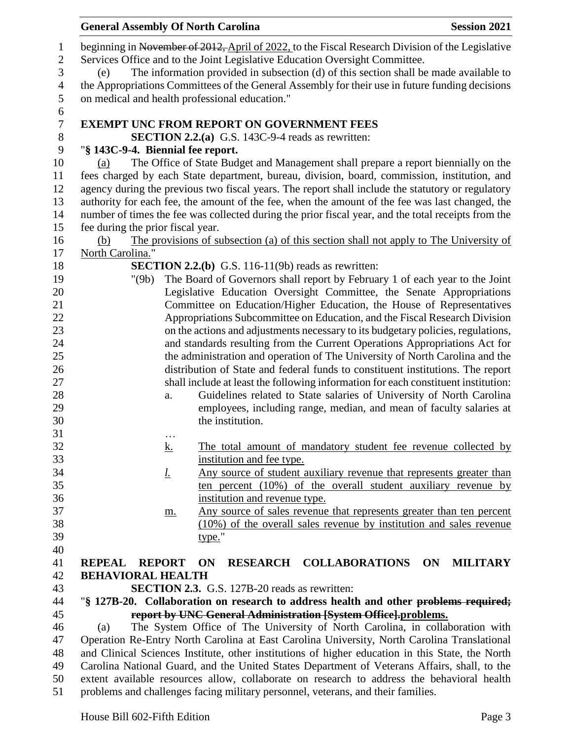beginning in ~~November of 2012,~~ April of 2022, to the Fiscal Research Division of the Legislative Services Office and to the Joint Legislative Education Oversight Committee.

(e) The information provided in subsection (d) of this section shall be made available to the Appropriations Committees of the General Assembly for their use in future funding decisions on medical and health professional education."

**EXEMPT UNC FROM REPORT ON GOVERNMENT FEES**

**SECTION 2.2.(a)** G.S. 143C-9-4 reads as rewritten:

"**§ 143C-9-4. Biennial fee report.**

(a) The Office of State Budget and Management shall prepare a report biennially on the fees charged by each State department, bureau, division, board, commission, institution, and agency during the previous two fiscal years. The report shall include the statutory or regulatory authority for each fee, the amount of the fee, when the amount of the fee was last changed, the number of times the fee was collected during the prior fiscal year, and the total receipts from the fee during the prior fiscal year.

(b) The provisions of subsection (a) of this section shall not apply to The University of North Carolina."

**SECTION 2.2.(b)** G.S. 116-11(9b) reads as rewritten:

"(9b) The Board of Governors shall report by February 1 of each year to the Joint Legislative Education Oversight Committee, the Senate Appropriations Committee on Education/Higher Education, the House of Representatives Appropriations Subcommittee on Education, and the Fiscal Research Division on the actions and adjustments necessary to its budgetary policies, regulations, and standards resulting from the Current Operations Appropriations Act for the administration and operation of The University of North Carolina and the distribution of State and federal funds to constituent institutions. The report shall include at least the following information for each constituent institution:

a. Guidelines related to State salaries of University of North Carolina employees, including range, median, and mean of faculty salaries at the institution.

…

k. The total amount of mandatory student fee revenue collected by institution and fee type.

l. Any source of student auxiliary revenue that represents greater than ten percent (10%) of the overall student auxiliary revenue by institution and revenue type.

m. Any source of sales revenue that represents greater than ten percent (10%) of the overall sales revenue by institution and sales revenue type."

**REPEAL REPORT ON RESEARCH COLLABORATIONS ON MILITARY BEHAVIORAL HEALTH**

**SECTION 2.3.** G.S. 127B-20 reads as rewritten:

"**§ 127B-20. Collaboration on research to address health and other ~~problems required; report by UNC General Administration [System Office].~~problems.**

(a) The System Office of The University of North Carolina, in collaboration with Operation Re-Entry North Carolina at East Carolina University, North Carolina Translational and Clinical Sciences Institute, other institutions of higher education in this State, the North Carolina National Guard, and the United States Department of Veterans Affairs, shall, to the extent available resources allow, collaborate on research to address the behavioral health problems and challenges facing military personnel, veterans, and their families.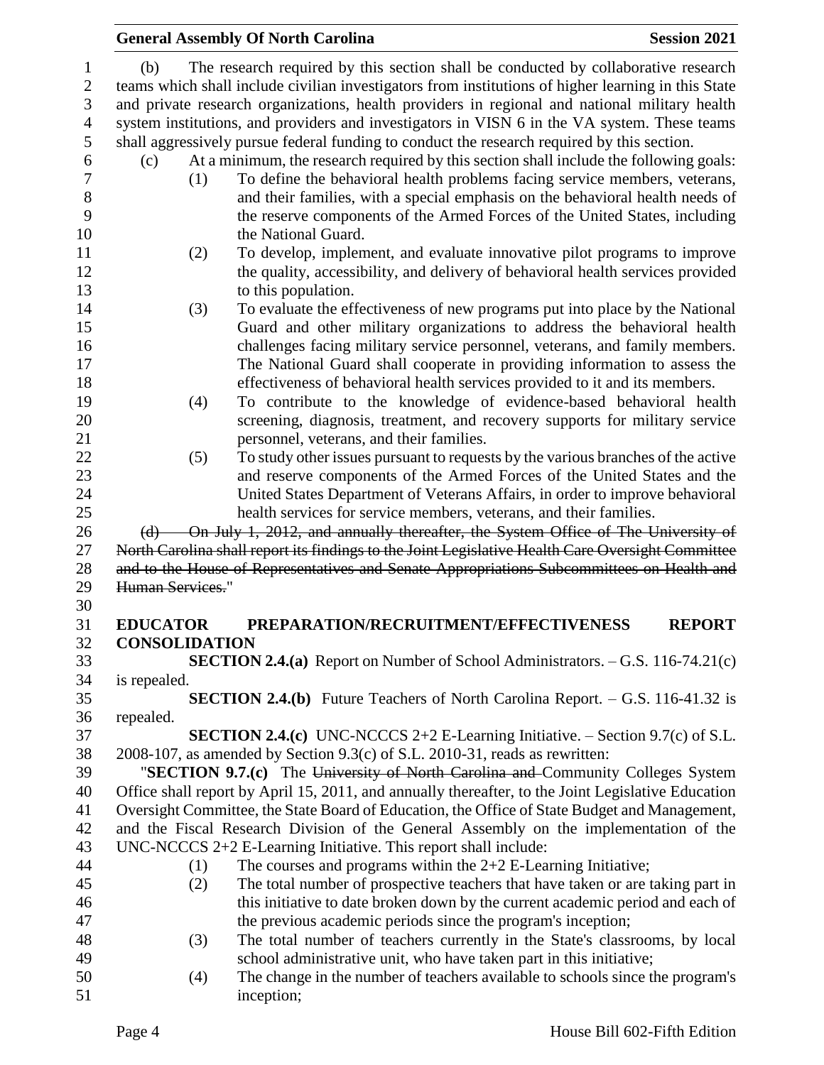(b) The research required by this section shall be conducted by collaborative research teams which shall include civilian investigators from institutions of higher learning in this State and private research organizations, health providers in regional and national military health system institutions, and providers and investigators in VISN 6 in the VA system. These teams shall aggressively pursue federal funding to conduct the research required by this section.

(c) At a minimum, the research required by this section shall include the following goals:

(1) To define the behavioral health problems facing service members, veterans, and their families, with a special emphasis on the behavioral health needs of the reserve components of the Armed Forces of the United States, including the National Guard.

(2) To develop, implement, and evaluate innovative pilot programs to improve the quality, accessibility, and delivery of behavioral health services provided to this population.

(3) To evaluate the effectiveness of new programs put into place by the National Guard and other military organizations to address the behavioral health challenges facing military service personnel, veterans, and family members. The National Guard shall cooperate in providing information to assess the effectiveness of behavioral health services provided to it and its members.

(4) To contribute to the knowledge of evidence-based behavioral health screening, diagnosis, treatment, and recovery supports for military service personnel, veterans, and their families.

(5) To study other issues pursuant to requests by the various branches of the active and reserve components of the Armed Forces of the United States and the United States Department of Veterans Affairs, in order to improve behavioral health services for service members, veterans, and their families.

~~(d) On July 1, 2012, and annually thereafter, the System Office of The University of North Carolina shall report its findings to the Joint Legislative Health Care Oversight Committee and to the House of Representatives and Senate Appropriations Subcommittees on Health and Human Services.~~"

**EDUCATOR PREPARATION/RECRUITMENT/EFFECTIVENESS REPORT CONSOLIDATION**

**SECTION 2.4.(a)** Report on Number of School Administrators. – G.S. 116-74.21(c) is repealed.

**SECTION 2.4.(b)** Future Teachers of North Carolina Report. – G.S. 116-41.32 is repealed.

**SECTION 2.4.(c)** UNC-NCCCS 2+2 E-Learning Initiative. – Section 9.7(c) of S.L. 2008-107, as amended by Section 9.3(c) of S.L. 2010-31, reads as rewritten:

"**SECTION 9.7.(c)** The ~~University of North Carolina and~~ Community Colleges System Office shall report by April 15, 2011, and annually thereafter, to the Joint Legislative Education Oversight Committee, the State Board of Education, the Office of State Budget and Management, and the Fiscal Research Division of the General Assembly on the implementation of the UNC-NCCCS 2+2 E-Learning Initiative. This report shall include:

(1) The courses and programs within the 2+2 E-Learning Initiative;

(2) The total number of prospective teachers that have taken or are taking part in this initiative to date broken down by the current academic period and each of the previous academic periods since the program's inception;

(3) The total number of teachers currently in the State's classrooms, by local school administrative unit, who have taken part in this initiative;

(4) The change in the number of teachers available to schools since the program's inception;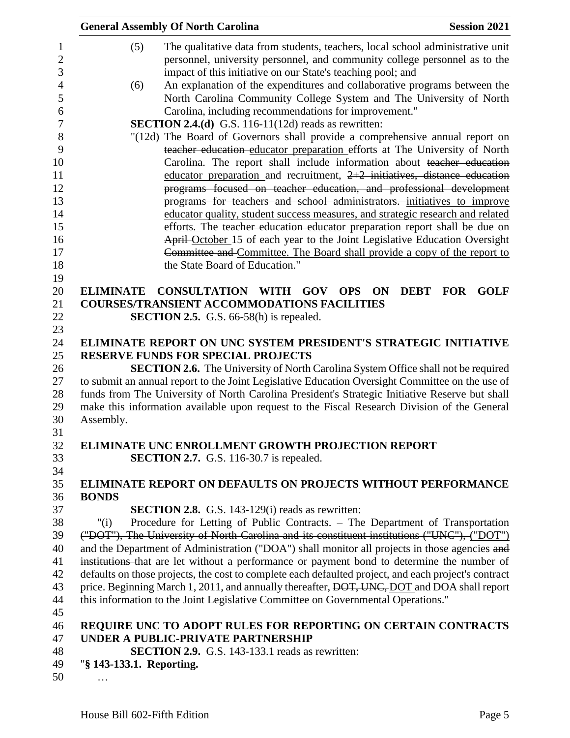(5) The qualitative data from students, teachers, local school administrative unit personnel, university personnel, and community college personnel as to the impact of this initiative on our State's teaching pool; and

(6) An explanation of the expenditures and collaborative programs between the North Carolina Community College System and The University of North Carolina, including recommendations for improvement."

**SECTION 2.4.(d)** G.S. 116-11(12d) reads as rewritten:

"(12d) The Board of Governors shall provide a comprehensive annual report on ~~teacher education~~ educator preparation efforts at The University of North Carolina. The report shall include information about ~~teacher education~~ educator preparation and recruitment, ~~2+2 initiatives, distance education programs focused on teacher education, and professional development programs for teachers and school administrators.~~ initiatives to improve educator quality, student success measures, and strategic research and related efforts. The ~~teacher education~~ educator preparation report shall be due on ~~April~~ October 15 of each year to the Joint Legislative Education Oversight ~~Committee and~~ Committee. The Board shall provide a copy of the report to the State Board of Education."

## ELIMINATE CONSULTATION WITH GOV OPS ON DEBT FOR GOLF COURSES/TRANSIENT ACCOMMODATIONS FACILITIES

**SECTION 2.5.** G.S. 66-58(h) is repealed.

## ELIMINATE REPORT ON UNC SYSTEM PRESIDENT'S STRATEGIC INITIATIVE RESERVE FUNDS FOR SPECIAL PROJECTS

**SECTION 2.6.** The University of North Carolina System Office shall not be required to submit an annual report to the Joint Legislative Education Oversight Committee on the use of funds from The University of North Carolina President's Strategic Initiative Reserve but shall make this information available upon request to the Fiscal Research Division of the General Assembly.

## ELIMINATE UNC ENROLLMENT GROWTH PROJECTION REPORT

**SECTION 2.7.** G.S. 116-30.7 is repealed.

## ELIMINATE REPORT ON DEFAULTS ON PROJECTS WITHOUT PERFORMANCE BONDS

**SECTION 2.8.** G.S. 143-129(i) reads as rewritten:

"(i) Procedure for Letting of Public Contracts. – The Department of Transportation ~~("DOT"), The University of North Carolina and its constituent institutions ("UNC"),~~ ("DOT") and the Department of Administration ("DOA") shall monitor all projects in those agencies ~~and institutions~~ that are let without a performance or payment bond to determine the number of defaults on those projects, the cost to complete each defaulted project, and each project's contract price. Beginning March 1, 2011, and annually thereafter, ~~DOT, UNC,~~ DOT and DOA shall report this information to the Joint Legislative Committee on Governmental Operations."

## REQUIRE UNC TO ADOPT RULES FOR REPORTING ON CERTAIN CONTRACTS UNDER A PUBLIC-PRIVATE PARTNERSHIP

**SECTION 2.9.** G.S. 143-133.1 reads as rewritten:

"**§ 143-133.1. Reporting.**

…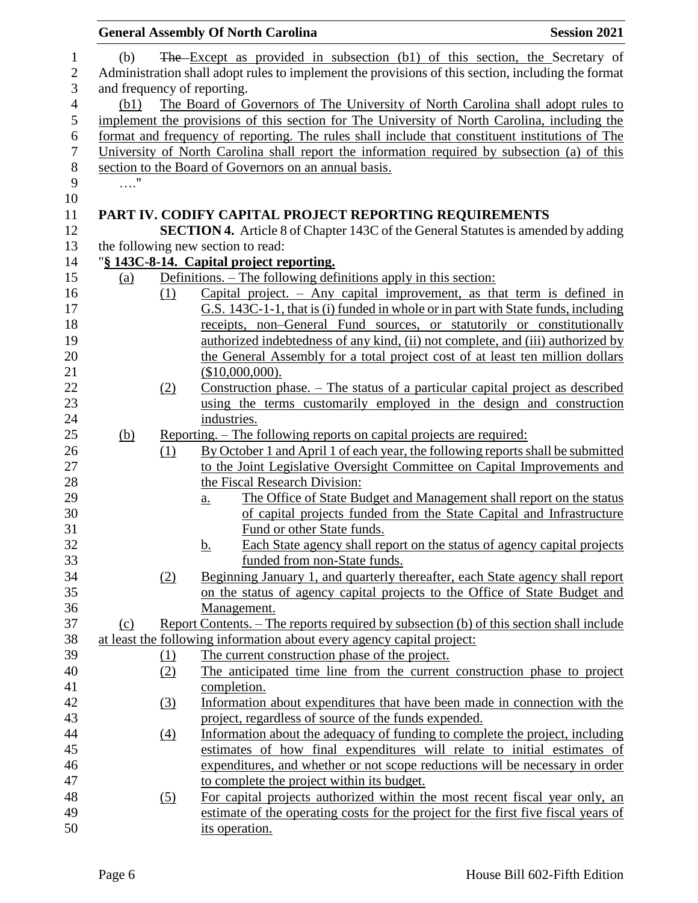(b) ~~The~~ Except as provided in subsection (b1) of this section, the Secretary of Administration shall adopt rules to implement the provisions of this section, including the format and frequency of reporting.

(b1) The Board of Governors of The University of North Carolina shall adopt rules to implement the provisions of this section for The University of North Carolina, including the format and frequency of reporting. The rules shall include that constituent institutions of The University of North Carolina shall report the information required by subsection (a) of this section to the Board of Governors on an annual basis.

…."

## PART IV. CODIFY CAPITAL PROJECT REPORTING REQUIREMENTS

**SECTION 4.** Article 8 of Chapter 143C of the General Statutes is amended by adding the following new section to read:

"**§ 143C-8-14. Capital project reporting.**

(a) Definitions. – The following definitions apply in this section:

(1) Capital project. – Any capital improvement, as that term is defined in G.S. 143C-1-1, that is (i) funded in whole or in part with State funds, including receipts, non–General Fund sources, or statutorily or constitutionally authorized indebtedness of any kind, (ii) not complete, and (iii) authorized by the General Assembly for a total project cost of at least ten million dollars ($10,000,000).

(2) Construction phase. – The status of a particular capital project as described using the terms customarily employed in the design and construction industries.

(b) Reporting. – The following reports on capital projects are required:

(1) By October 1 and April 1 of each year, the following reports shall be submitted to the Joint Legislative Oversight Committee on Capital Improvements and the Fiscal Research Division:

a. The Office of State Budget and Management shall report on the status of capital projects funded from the State Capital and Infrastructure Fund or other State funds.

b. Each State agency shall report on the status of agency capital projects funded from non-State funds.

(2) Beginning January 1, and quarterly thereafter, each State agency shall report on the status of agency capital projects to the Office of State Budget and Management.

(c) Report Contents. – The reports required by subsection (b) of this section shall include at least the following information about every agency capital project:

(1) The current construction phase of the project.

(2) The anticipated time line from the current construction phase to project completion.

(3) Information about expenditures that have been made in connection with the project, regardless of source of the funds expended.

(4) Information about the adequacy of funding to complete the project, including estimates of how final expenditures will relate to initial estimates of expenditures, and whether or not scope reductions will be necessary in order to complete the project within its budget.

(5) For capital projects authorized within the most recent fiscal year only, an estimate of the operating costs for the project for the first five fiscal years of its operation.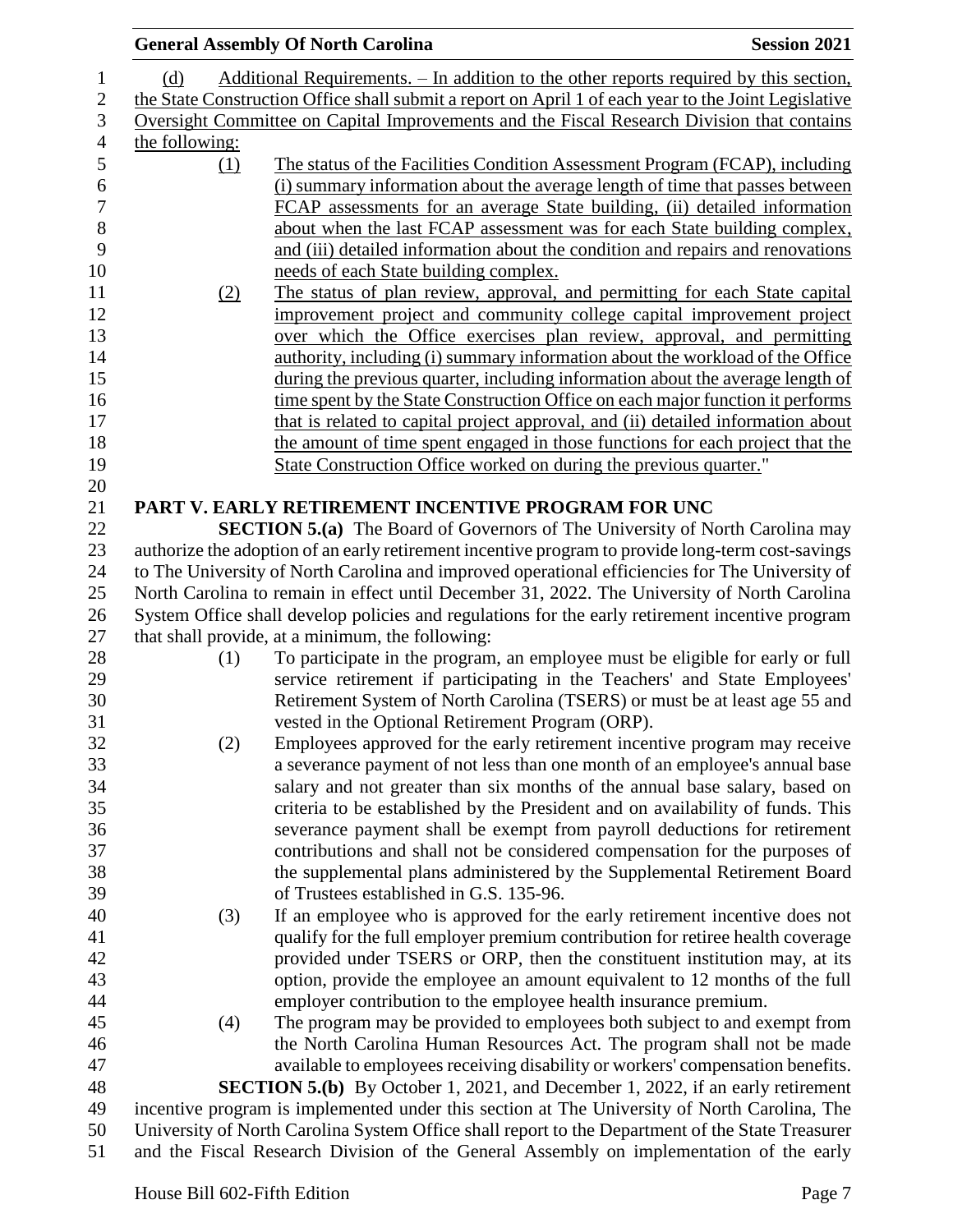(d) Additional Requirements. – In addition to the other reports required by this section, the State Construction Office shall submit a report on April 1 of each year to the Joint Legislative Oversight Committee on Capital Improvements and the Fiscal Research Division that contains the following:

(1) The status of the Facilities Condition Assessment Program (FCAP), including (i) summary information about the average length of time that passes between FCAP assessments for an average State building, (ii) detailed information about when the last FCAP assessment was for each State building complex, and (iii) detailed information about the condition and repairs and renovations needs of each State building complex.

(2) The status of plan review, approval, and permitting for each State capital improvement project and community college capital improvement project over which the Office exercises plan review, approval, and permitting authority, including (i) summary information about the workload of the Office during the previous quarter, including information about the average length of time spent by the State Construction Office on each major function it performs that is related to capital project approval, and (ii) detailed information about the amount of time spent engaged in those functions for each project that the State Construction Office worked on during the previous quarter."

## PART V. EARLY RETIREMENT INCENTIVE PROGRAM FOR UNC

**SECTION 5.(a)** The Board of Governors of The University of North Carolina may authorize the adoption of an early retirement incentive program to provide long-term cost-savings to The University of North Carolina and improved operational efficiencies for The University of North Carolina to remain in effect until December 31, 2022. The University of North Carolina System Office shall develop policies and regulations for the early retirement incentive program that shall provide, at a minimum, the following:

(1) To participate in the program, an employee must be eligible for early or full service retirement if participating in the Teachers' and State Employees' Retirement System of North Carolina (TSERS) or must be at least age 55 and vested in the Optional Retirement Program (ORP).

(2) Employees approved for the early retirement incentive program may receive a severance payment of not less than one month of an employee's annual base salary and not greater than six months of the annual base salary, based on criteria to be established by the President and on availability of funds. This severance payment shall be exempt from payroll deductions for retirement contributions and shall not be considered compensation for the purposes of the supplemental plans administered by the Supplemental Retirement Board of Trustees established in G.S. 135-96.

(3) If an employee who is approved for the early retirement incentive does not qualify for the full employer premium contribution for retiree health coverage provided under TSERS or ORP, then the constituent institution may, at its option, provide the employee an amount equivalent to 12 months of the full employer contribution to the employee health insurance premium.

(4) The program may be provided to employees both subject to and exempt from the North Carolina Human Resources Act. The program shall not be made available to employees receiving disability or workers' compensation benefits.

**SECTION 5.(b)** By October 1, 2021, and December 1, 2022, if an early retirement incentive program is implemented under this section at The University of North Carolina, The University of North Carolina System Office shall report to the Department of the State Treasurer and the Fiscal Research Division of the General Assembly on implementation of the early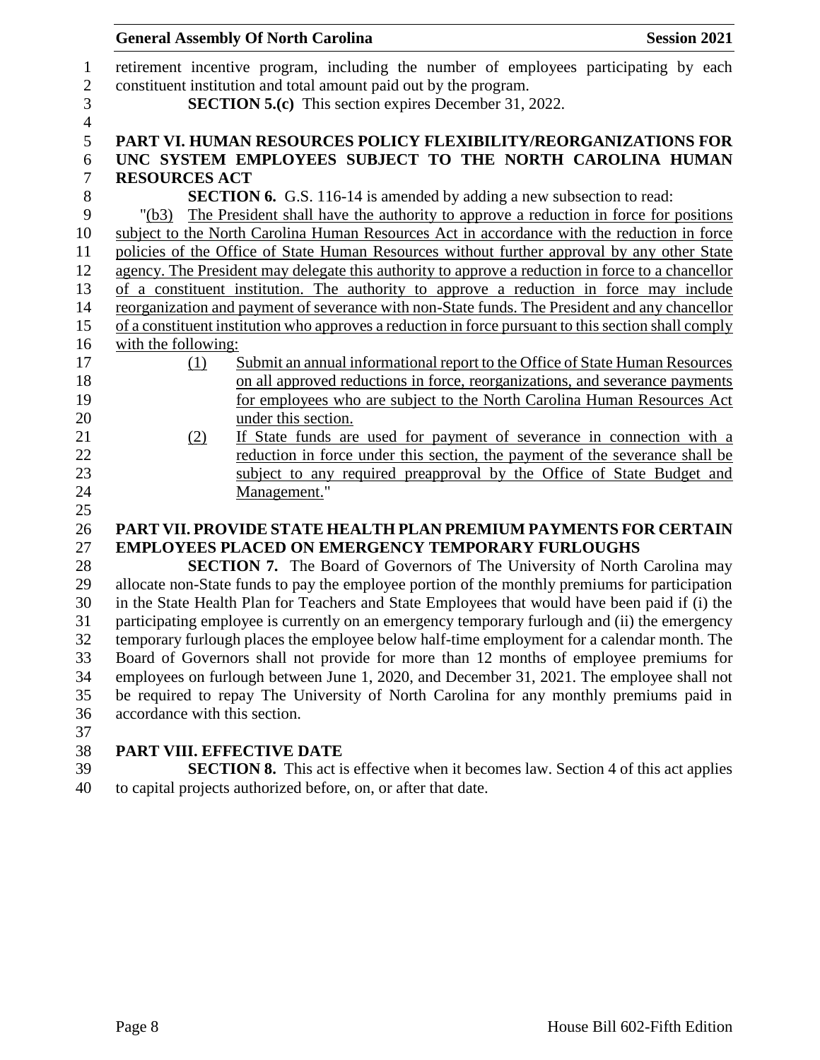retirement incentive program, including the number of employees participating by each constituent institution and total amount paid out by the program.

**SECTION 5.(c)** This section expires December 31, 2022.

## PART VI. HUMAN RESOURCES POLICY FLEXIBILITY/REORGANIZATIONS FOR UNC SYSTEM EMPLOYEES SUBJECT TO THE NORTH CAROLINA HUMAN RESOURCES ACT

**SECTION 6.** G.S. 116-14 is amended by adding a new subsection to read:

"(b3) The President shall have the authority to approve a reduction in force for positions subject to the North Carolina Human Resources Act in accordance with the reduction in force policies of the Office of State Human Resources without further approval by any other State agency. The President may delegate this authority to approve a reduction in force to a chancellor of a constituent institution. The authority to approve a reduction in force may include reorganization and payment of severance with non-State funds. The President and any chancellor of a constituent institution who approves a reduction in force pursuant to this section shall comply with the following:

(1) Submit an annual informational report to the Office of State Human Resources on all approved reductions in force, reorganizations, and severance payments for employees who are subject to the North Carolina Human Resources Act under this section.

(2) If State funds are used for payment of severance in connection with a reduction in force under this section, the payment of the severance shall be subject to any required preapproval by the Office of State Budget and Management."

## PART VII. PROVIDE STATE HEALTH PLAN PREMIUM PAYMENTS FOR CERTAIN EMPLOYEES PLACED ON EMERGENCY TEMPORARY FURLOUGHS

**SECTION 7.** The Board of Governors of The University of North Carolina may allocate non-State funds to pay the employee portion of the monthly premiums for participation in the State Health Plan for Teachers and State Employees that would have been paid if (i) the participating employee is currently on an emergency temporary furlough and (ii) the emergency temporary furlough places the employee below half-time employment for a calendar month. The Board of Governors shall not provide for more than 12 months of employee premiums for employees on furlough between June 1, 2020, and December 31, 2021. The employee shall not be required to repay The University of North Carolina for any monthly premiums paid in accordance with this section.

## PART VIII. EFFECTIVE DATE

**SECTION 8.** This act is effective when it becomes law. Section 4 of this act applies to capital projects authorized before, on, or after that date.